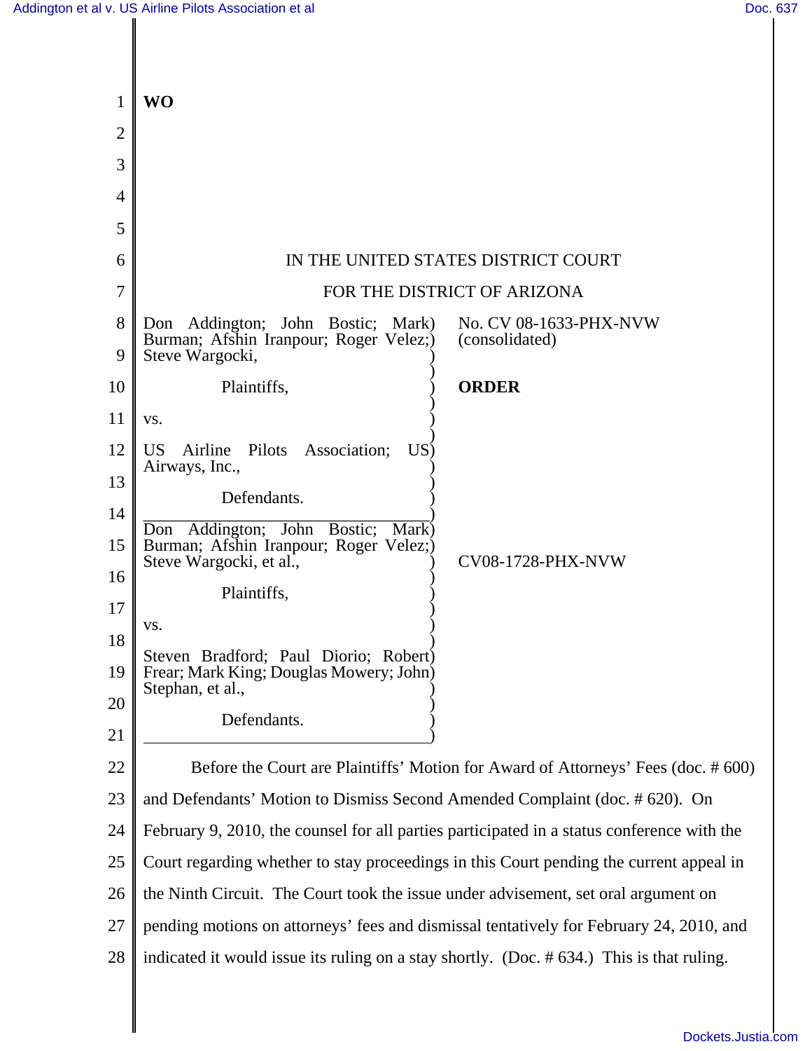**WO**

IN THE UNITED STATES DISTRICT COURT

FOR THE DISTRICT OF ARIZONA

Don Addington; John Bostic; Mark Burman; Afshin Iranpour; Roger Velez; Steve Wargocki,

Plaintiffs,

vs.

US Airline Pilots Association; US Airways, Inc.,

Defendants.

No. CV 08-1633-PHX-NVW (consolidated)

**ORDER**

Don Addington; John Bostic; Mark Burman; Afshin Iranpour; Roger Velez; Steve Wargocki, et al.,

Plaintiffs,

vs.

Steven Bradford; Paul Diorio; Robert Frear; Mark King; Douglas Mowery; John Stephan, et al.,

Defendants.

CV08-1728-PHX-NVW

Before the Court are Plaintiffs' Motion for Award of Attorneys' Fees (doc. # 600) and Defendants' Motion to Dismiss Second Amended Complaint (doc. # 620). On February 9, 2010, the counsel for all parties participated in a status conference with the Court regarding whether to stay proceedings in this Court pending the current appeal in the Ninth Circuit. The Court took the issue under advisement, set oral argument on pending motions on attorneys' fees and dismissal tentatively for February 24, 2010, and indicated it would issue its ruling on a stay shortly. (Doc. # 634.) This is that ruling.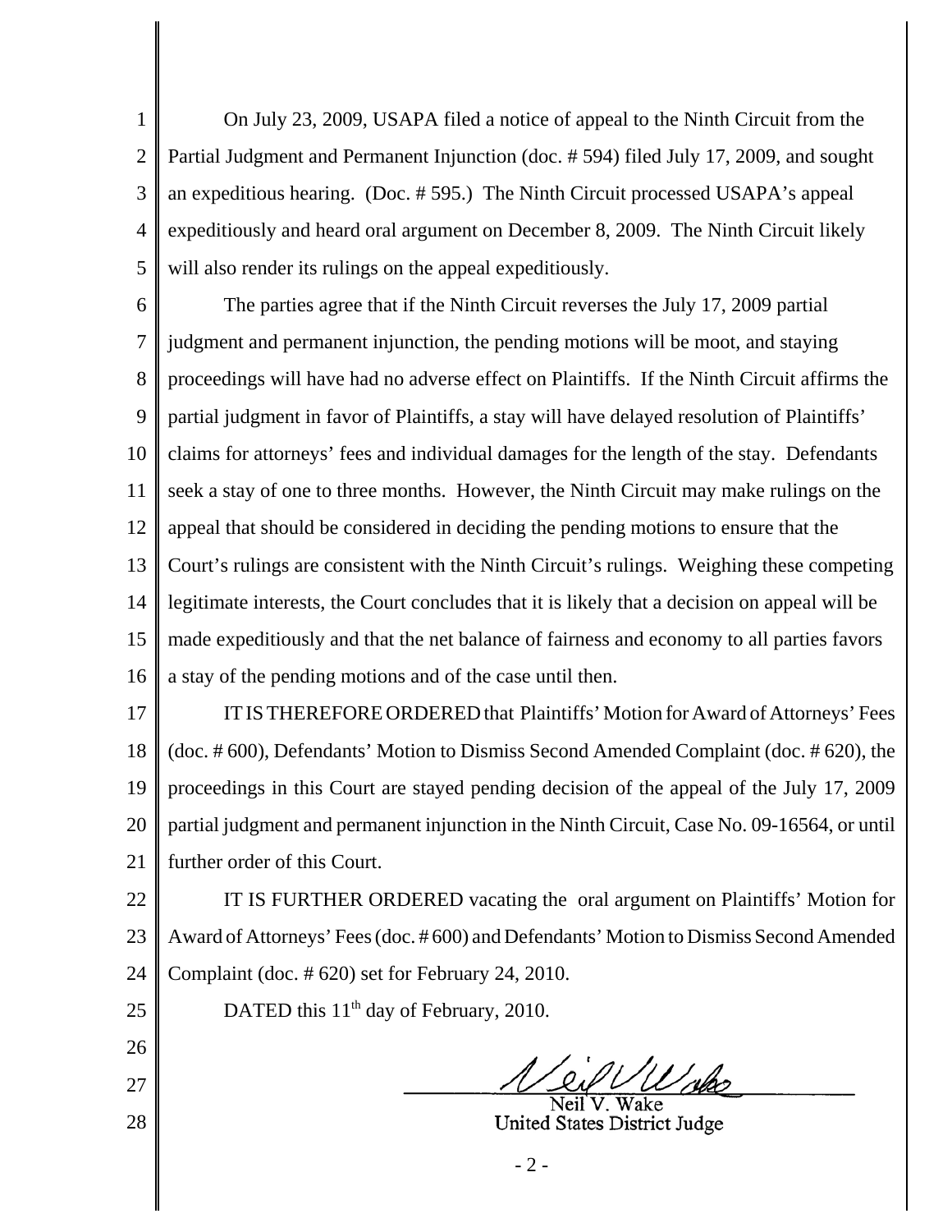On July 23, 2009, USAPA filed a notice of appeal to the Ninth Circuit from the Partial Judgment and Permanent Injunction (doc. # 594) filed July 17, 2009, and sought an expeditious hearing. (Doc. # 595.) The Ninth Circuit processed USAPA's appeal expeditiously and heard oral argument on December 8, 2009. The Ninth Circuit likely will also render its rulings on the appeal expeditiously.

The parties agree that if the Ninth Circuit reverses the July 17, 2009 partial judgment and permanent injunction, the pending motions will be moot, and staying proceedings will have had no adverse effect on Plaintiffs. If the Ninth Circuit affirms the partial judgment in favor of Plaintiffs, a stay will have delayed resolution of Plaintiffs' claims for attorneys' fees and individual damages for the length of the stay. Defendants seek a stay of one to three months. However, the Ninth Circuit may make rulings on the appeal that should be considered in deciding the pending motions to ensure that the Court's rulings are consistent with the Ninth Circuit's rulings. Weighing these competing legitimate interests, the Court concludes that it is likely that a decision on appeal will be made expeditiously and that the net balance of fairness and economy to all parties favors a stay of the pending motions and of the case until then.

IT IS THEREFORE ORDERED that Plaintiffs' Motion for Award of Attorneys' Fees (doc. # 600), Defendants' Motion to Dismiss Second Amended Complaint (doc. # 620), the proceedings in this Court are stayed pending decision of the appeal of the July 17, 2009 partial judgment and permanent injunction in the Ninth Circuit, Case No. 09-16564, or until further order of this Court.

IT IS FURTHER ORDERED vacating the oral argument on Plaintiffs' Motion for Award of Attorneys' Fees (doc. # 600) and Defendants' Motion to Dismiss Second Amended Complaint (doc. # 620) set for February 24, 2010.

DATED this 11th day of February, 2010.

Neil V. Wake
United States District Judge